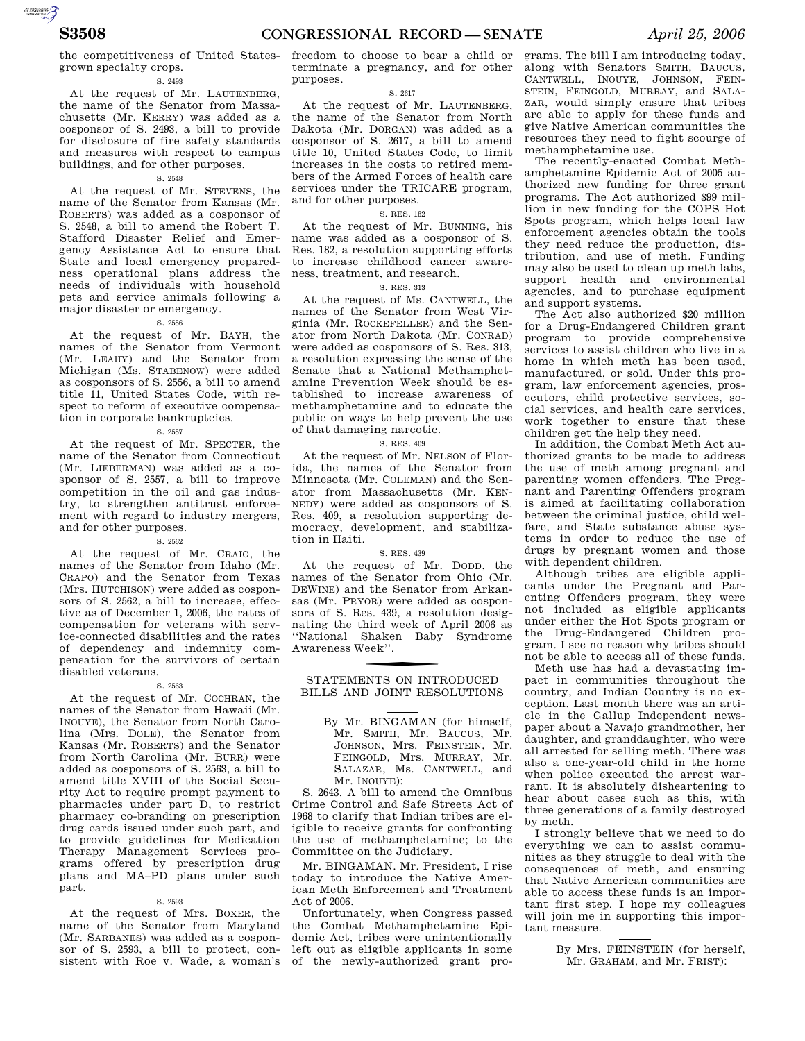the competitiveness of United States-grown specialty crops.

S. 2493

At the request of Mr. LAUTENBERG, the name of the Senator from Massachusetts (Mr. KERRY) was added as a cosponsor of S. 2493, a bill to provide for disclosure of fire safety standards and measures with respect to campus buildings, and for other purposes.

S. 2548

At the request of Mr. STEVENS, the name of the Senator from Kansas (Mr. ROBERTS) was added as a cosponsor of S. 2548, a bill to amend the Robert T. Stafford Disaster Relief and Emergency Assistance Act to ensure that State and local emergency preparedness operational plans address the needs of individuals with household pets and service animals following a major disaster or emergency.

S. 2556

At the request of Mr. BAYH, the names of the Senator from Vermont (Mr. LEAHY) and the Senator from Michigan (Ms. STABENOW) were added as cosponsors of S. 2556, a bill to amend title 11, United States Code, with respect to reform of executive compensation in corporate bankruptcies.

S. 2557

At the request of Mr. SPECTER, the name of the Senator from Connecticut (Mr. LIEBERMAN) was added as a cosponsor of S. 2557, a bill to improve competition in the oil and gas industry, to strengthen antitrust enforcement with regard to industry mergers, and for other purposes.

S. 2562

At the request of Mr. CRAIG, the names of the Senator from Idaho (Mr. CRAPO) and the Senator from Texas (Mrs. HUTCHISON) were added as cosponsors of S. 2562, a bill to increase, effective as of December 1, 2006, the rates of compensation for veterans with service-connected disabilities and the rates of dependency and indemnity compensation for the survivors of certain disabled veterans.

S. 2563

At the request of Mr. COCHRAN, the names of the Senator from Hawaii (Mr. INOUYE), the Senator from North Carolina (Mrs. DOLE), the Senator from Kansas (Mr. ROBERTS) and the Senator from North Carolina (Mr. BURR) were added as cosponsors of S. 2563, a bill to amend title XVIII of the Social Security Act to require prompt payment to pharmacies under part D, to restrict pharmacy co-branding on prescription drug cards issued under such part, and to provide guidelines for Medication Therapy Management Services programs offered by prescription drug plans and MA–PD plans under such part.

S. 2593

At the request of Mrs. BOXER, the name of the Senator from Maryland (Mr. SARBANES) was added as a cosponsor of S. 2593, a bill to protect, consistent with Roe v. Wade, a woman's freedom to choose to bear a child or terminate a pregnancy, and for other purposes.

S. 2617

At the request of Mr. LAUTENBERG, the name of the Senator from North Dakota (Mr. DORGAN) was added as a cosponsor of S. 2617, a bill to amend title 10, United States Code, to limit increases in the costs to retired members of the Armed Forces of health care services under the TRICARE program, and for other purposes.

S. RES. 182

At the request of Mr. BUNNING, his name was added as a cosponsor of S. Res. 182, a resolution supporting efforts to increase childhood cancer awareness, treatment, and research.

S. RES. 313

At the request of Ms. CANTWELL, the names of the Senator from West Virginia (Mr. ROCKEFELLER) and the Senator from North Dakota (Mr. CONRAD) were added as cosponsors of S. Res. 313, a resolution expressing the sense of the Senate that a National Methamphetamine Prevention Week should be established to increase awareness of methamphetamine and to educate the public on ways to help prevent the use of that damaging narcotic.

S. RES. 409

At the request of Mr. NELSON of Florida, the names of the Senator from Minnesota (Mr. COLEMAN) and the Senator from Massachusetts (Mr. KENNEDY) were added as cosponsors of S. Res. 409, a resolution supporting democracy, development, and stabilization in Haiti.

S. RES. 439

At the request of Mr. DODD, the names of the Senator from Ohio (Mr. DEWINE) and the Senator from Arkansas (Mr. PRYOR) were added as cosponsors of S. Res. 439, a resolution designating the third week of April 2006 as ''National Shaken Baby Syndrome Awareness Week''.

## STATEMENTS ON INTRODUCED BILLS AND JOINT RESOLUTIONS

By Mr. BINGAMAN (for himself, Mr. SMITH, Mr. BAUCUS, Mr. JOHNSON, Mrs. FEINSTEIN, Mr. FEINGOLD, Mrs. MURRAY, Mr. SALAZAR, Ms. CANTWELL, and Mr. INOUYE):

S. 2643. A bill to amend the Omnibus Crime Control and Safe Streets Act of 1968 to clarify that Indian tribes are eligible to receive grants for confronting the use of methamphetamine; to the Committee on the Judiciary.

Mr. BINGAMAN. Mr. President, I rise today to introduce the Native American Meth Enforcement and Treatment Act of 2006.

Unfortunately, when Congress passed the Combat Methamphetamine Epidemic Act, tribes were unintentionally left out as eligible applicants in some of the newly-authorized grant programs. The bill I am introducing today, along with Senators SMITH, BAUCUS, CANTWELL, INOUYE, JOHNSON, FEINSTEIN, FEINGOLD, MURRAY, and SALAZAR, would simply ensure that tribes are able to apply for these funds and give Native American communities the resources they need to fight scourge of methamphetamine use.

The recently-enacted Combat Methamphetamine Epidemic Act of 2005 authorized new funding for three grant programs. The Act authorized $99 million in new funding for the COPS Hot Spots program, which helps local law enforcement agencies obtain the tools they need reduce the production, distribution, and use of meth. Funding may also be used to clean up meth labs, support health and environmental agencies, and to purchase equipment and support systems.

The Act also authorized $20 million for a Drug-Endangered Children grant program to provide comprehensive services to assist children who live in a home in which meth has been used, manufactured, or sold. Under this program, law enforcement agencies, prosecutors, child protective services, social services, and health care services, work together to ensure that these children get the help they need.

In addition, the Combat Meth Act authorized grants to be made to address the use of meth among pregnant and parenting women offenders. The Pregnant and Parenting Offenders program is aimed at facilitating collaboration between the criminal justice, child welfare, and State substance abuse systems in order to reduce the use of drugs by pregnant women and those with dependent children.

Although tribes are eligible applicants under the Pregnant and Parenting Offenders program, they were not included as eligible applicants under either the Hot Spots program or the Drug-Endangered Children program. I see no reason why tribes should not be able to access all of these funds.

Meth use has had a devastating impact in communities throughout the country, and Indian Country is no exception. Last month there was an article in the Gallup Independent newspaper about a Navajo grandmother, her daughter, and granddaughter, who were all arrested for selling meth. There was also a one-year-old child in the home when police executed the arrest warrant. It is absolutely disheartening to hear about cases such as this, with three generations of a family destroyed by meth.

I strongly believe that we need to do everything we can to assist communities as they struggle to deal with the consequences of meth, and ensuring that Native American communities are able to access these funds is an important first step. I hope my colleagues will join me in supporting this important measure.

By Mrs. FEINSTEIN (for herself, Mr. GRAHAM, and Mr. FRIST):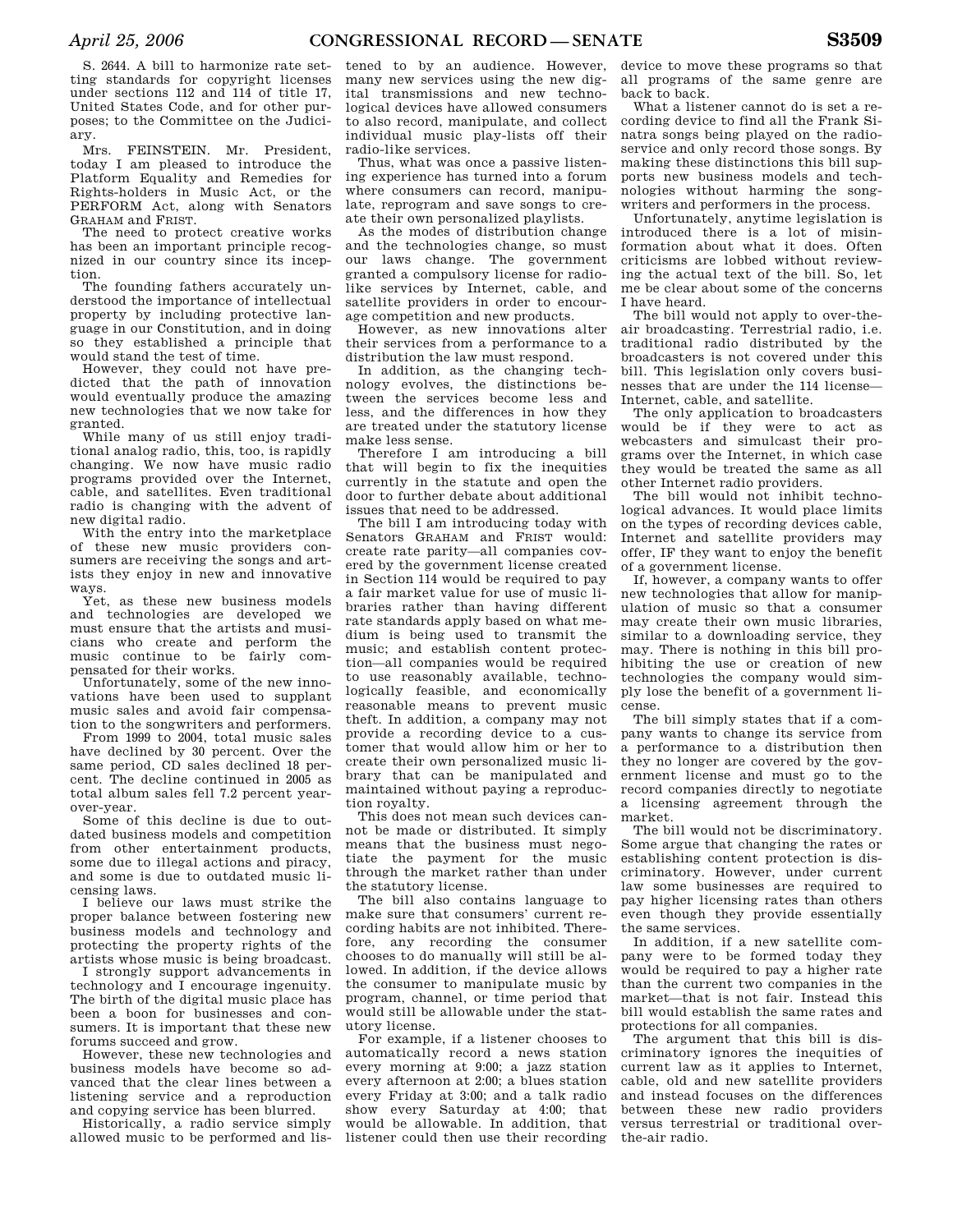S. 2644. A bill to harmonize rate setting standards for copyright licenses under sections 112 and 114 of title 17, United States Code, and for other purposes; to the Committee on the Judiciary.

Mrs. FEINSTEIN. Mr. President, today I am pleased to introduce the Platform Equality and Remedies for Rights-holders in Music Act, or the PERFORM Act, along with Senators GRAHAM and FRIST.

The need to protect creative works has been an important principle recognized in our country since its inception.

The founding fathers accurately understood the importance of intellectual property by including protective language in our Constitution, and in doing so they established a principle that would stand the test of time.

However, they could not have predicted that the path of innovation would eventually produce the amazing new technologies that we now take for granted.

While many of us still enjoy traditional analog radio, this, too, is rapidly changing. We now have music radio programs provided over the Internet, cable, and satellites. Even traditional radio is changing with the advent of new digital radio.

With the entry into the marketplace of these new music providers consumers are receiving the songs and artists they enjoy in new and innovative ways.

Yet, as these new business models and technologies are developed we must ensure that the artists and musicians who create and perform the music continue to be fairly compensated for their works.

Unfortunately, some of the new innovations have been used to supplant music sales and avoid fair compensation to the songwriters and performers.

From 1999 to 2004, total music sales have declined by 30 percent. Over the same period, CD sales declined 18 percent. The decline continued in 2005 as total album sales fell 7.2 percent year-over-year.

Some of this decline is due to outdated business models and competition from other entertainment products, some due to illegal actions and piracy, and some is due to outdated music licensing laws.

I believe our laws must strike the proper balance between fostering new business models and technology and protecting the property rights of the artists whose music is being broadcast.

I strongly support advancements in technology and I encourage ingenuity. The birth of the digital music place has been a boon for businesses and consumers. It is important that these new forums succeed and grow.

However, these new technologies and business models have become so advanced that the clear lines between a listening service and a reproduction and copying service has been blurred.

Historically, a radio service simply allowed music to be performed and listened to by an audience. However, many new services using the new digital transmissions and new technological devices have allowed consumers to also record, manipulate, and collect individual music play-lists off their radio-like services.

Thus, what was once a passive listening experience has turned into a forum where consumers can record, manipulate, reprogram and save songs to create their own personalized playlists.

As the modes of distribution change and the technologies change, so must our laws change. The government granted a compulsory license for radio-like services by Internet, cable, and satellite providers in order to encourage competition and new products.

However, as new innovations alter their services from a performance to a distribution the law must respond.

In addition, as the changing technology evolves, the distinctions between the services become less and less, and the differences in how they are treated under the statutory license make less sense.

Therefore I am introducing a bill that will begin to fix the inequities currently in the statute and open the door to further debate about additional issues that need to be addressed.

The bill I am introducing today with Senators GRAHAM and FRIST would: create rate parity—all companies covered by the government license created in Section 114 would be required to pay a fair market value for use of music libraries rather than having different rate standards apply based on what medium is being used to transmit the music; and establish content protection—all companies would be required to use reasonably available, technologically feasible, and economically reasonable means to prevent music theft. In addition, a company may not provide a recording device to a customer that would allow him or her to create their own personalized music library that can be manipulated and maintained without paying a reproduction royalty.

This does not mean such devices cannot be made or distributed. It simply means that the business must negotiate the payment for the music through the market rather than under the statutory license.

The bill also contains language to make sure that consumers' current recording habits are not inhibited. Therefore, any recording the consumer chooses to do manually will still be allowed. In addition, if the device allows the consumer to manipulate music by program, channel, or time period that would still be allowable under the statutory license.

For example, if a listener chooses to automatically record a news station every morning at 9:00; a jazz station every afternoon at 2:00; a blues station every Friday at 3:00; and a talk radio show every Saturday at 4:00; that would be allowable. In addition, that listener could then use their recording device to move these programs so that all programs of the same genre are back to back.

What a listener cannot do is set a recording device to find all the Frank Sinatra songs being played on the radio-service and only record those songs. By making these distinctions this bill supports new business models and technologies without harming the songwriters and performers in the process.

Unfortunately, anytime legislation is introduced there is a lot of misinformation about what it does. Often criticisms are lobbed without reviewing the actual text of the bill. So, let me be clear about some of the concerns I have heard.

The bill would not apply to over-the-air broadcasting. Terrestrial radio, i.e. traditional radio distributed by the broadcasters is not covered under this bill. This legislation only covers businesses that are under the 114 license—Internet, cable, and satellite.

The only application to broadcasters would be if they were to act as webcasters and simulcast their programs over the Internet, in which case they would be treated the same as all other Internet radio providers.

The bill would not inhibit technological advances. It would place limits on the types of recording devices cable, Internet and satellite providers may offer, IF they want to enjoy the benefit of a government license.

If, however, a company wants to offer new technologies that allow for manipulation of music so that a consumer may create their own music libraries, similar to a downloading service, they may. There is nothing in this bill prohibiting the use or creation of new technologies the company would simply lose the benefit of a government license.

The bill simply states that if a company wants to change its service from a performance to a distribution then they no longer are covered by the government license and must go to the record companies directly to negotiate a licensing agreement through the market.

The bill would not be discriminatory. Some argue that changing the rates or establishing content protection is discriminatory. However, under current law some businesses are required to pay higher licensing rates than others even though they provide essentially the same services.

In addition, if a new satellite company were to be formed today they would be required to pay a higher rate than the current two companies in the market—that is not fair. Instead this bill would establish the same rates and protections for all companies.

The argument that this bill is discriminatory ignores the inequities of current law as it applies to Internet, cable, old and new satellite providers and instead focuses on the differences between these new radio providers versus terrestrial or traditional over-the-air radio.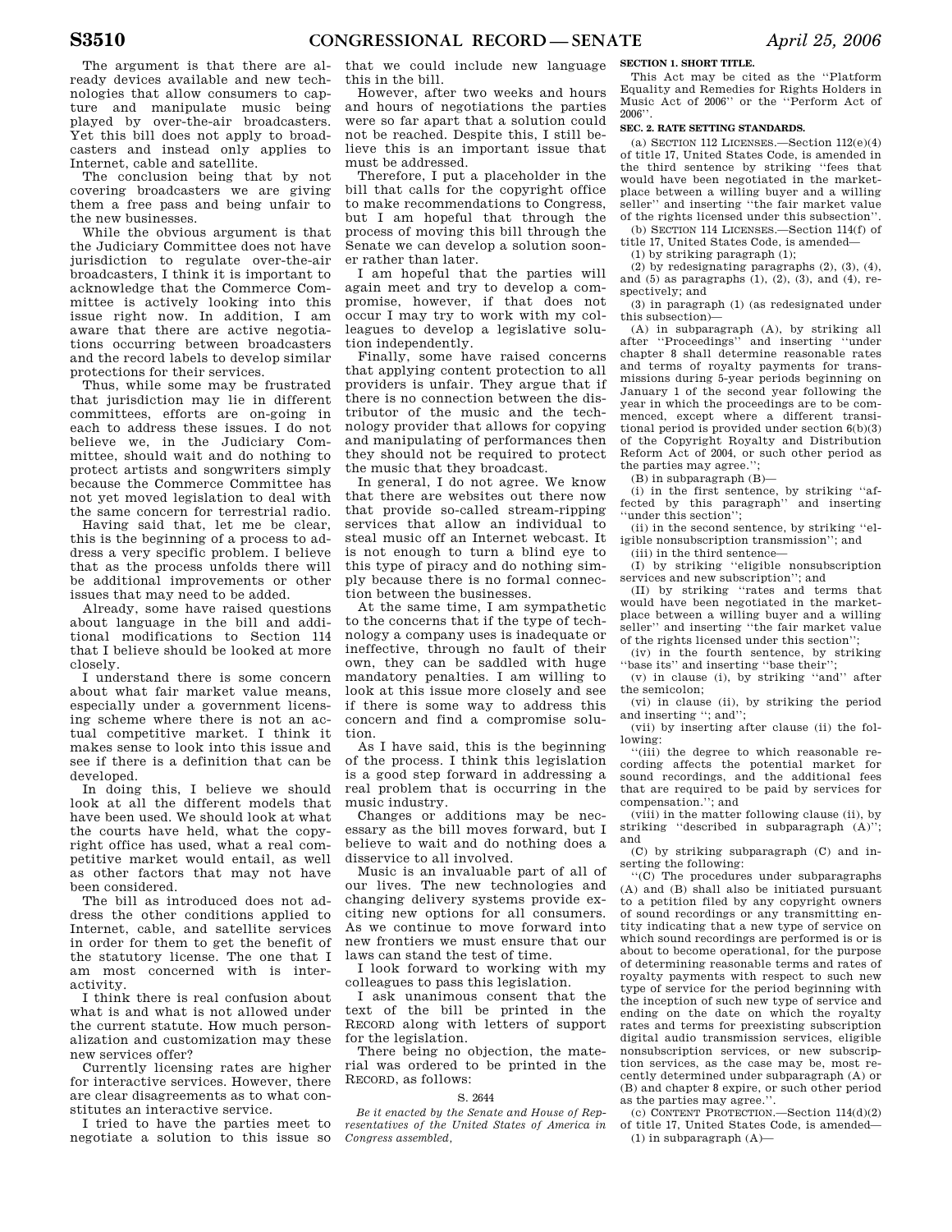The argument is that there are already devices available and new technologies that allow consumers to capture and manipulate music being played by over-the-air broadcasters. Yet this bill does not apply to broadcasters and instead only applies to Internet, cable and satellite.

The conclusion being that by not covering broadcasters we are giving them a free pass and being unfair to the new businesses.

While the obvious argument is that the Judiciary Committee does not have jurisdiction to regulate over-the-air broadcasters, I think it is important to acknowledge that the Commerce Committee is actively looking into this issue right now. In addition, I am aware that there are active negotiations occurring between broadcasters and the record labels to develop similar protections for their services.

Thus, while some may be frustrated that jurisdiction may lie in different committees, efforts are on-going in each to address these issues. I do not believe we, in the Judiciary Committee, should wait and do nothing to protect artists and songwriters simply because the Commerce Committee has not yet moved legislation to deal with the same concern for terrestrial radio.

Having said that, let me be clear, this is the beginning of a process to address a very specific problem. I believe that as the process unfolds there will be additional improvements or other issues that may need to be added.

Already, some have raised questions about language in the bill and additional modifications to Section 114 that I believe should be looked at more closely.

I understand there is some concern about what fair market value means, especially under a government licensing scheme where there is not an actual competitive market. I think it makes sense to look into this issue and see if there is a definition that can be developed.

In doing this, I believe we should look at all the different models that have been used. We should look at what the courts have held, what the copyright office has used, what a real competitive market would entail, as well as other factors that may not have been considered.

The bill as introduced does not address the other conditions applied to Internet, cable, and satellite services in order for them to get the benefit of the statutory license. The one that I am most concerned with is interactivity.

I think there is real confusion about what is and what is not allowed under the current statute. How much personalization and customization may these new services offer?

Currently licensing rates are higher for interactive services. However, there are clear disagreements as to what constitutes an interactive service.

I tried to have the parties meet to negotiate a solution to this issue so that we could include new language this in the bill.

However, after two weeks and hours and hours of negotiations the parties were so far apart that a solution could not be reached. Despite this, I still believe this is an important issue that must be addressed.

Therefore, I put a placeholder in the bill that calls for the copyright office to make recommendations to Congress, but I am hopeful that through the process of moving this bill through the Senate we can develop a solution sooner rather than later.

I am hopeful that the parties will again meet and try to develop a compromise, however, if that does not occur I may try to work with my colleagues to develop a legislative solution independently.

Finally, some have raised concerns that applying content protection to all providers is unfair. They argue that if there is no connection between the distributor of the music and the technology provider that allows for copying and manipulating of performances then they should not be required to protect the music that they broadcast.

In general, I do not agree. We know that there are websites out there now that provide so-called stream-ripping services that allow an individual to steal music off an Internet webcast. It is not enough to turn a blind eye to this type of piracy and do nothing simply because there is no formal connection between the businesses.

At the same time, I am sympathetic to the concerns that if the type of technology a company uses is inadequate or ineffective, through no fault of their own, they can be saddled with huge mandatory penalties. I am willing to look at this issue more closely and see if there is some way to address this concern and find a compromise solution.

As I have said, this is the beginning of the process. I think this legislation is a good step forward in addressing a real problem that is occurring in the music industry.

Changes or additions may be necessary as the bill moves forward, but I believe to wait and do nothing does a disservice to all involved.

Music is an invaluable part of all of our lives. The new technologies and changing delivery systems provide exciting new options for all consumers. As we continue to move forward into new frontiers we must ensure that our laws can stand the test of time.

I look forward to working with my colleagues to pass this legislation.

I ask unanimous consent that the text of the bill be printed in the RECORD along with letters of support for the legislation.

There being no objection, the material was ordered to be printed in the RECORD, as follows:

S. 2644

*Be it enacted by the Senate and House of Representatives of the United States of America in Congress assembled,*

**SECTION 1. SHORT TITLE.**

This Act may be cited as the ''Platform Equality and Remedies for Rights Holders in Music Act of 2006'' or the ''Perform Act of 2006''.

**SEC. 2. RATE SETTING STANDARDS.**

(a) SECTION 112 LICENSES.—Section 112(e)(4) of title 17, United States Code, is amended in the third sentence by striking ''fees that would have been negotiated in the marketplace between a willing buyer and a willing seller'' and inserting ''the fair market value of the rights licensed under this subsection''.

(b) SECTION 114 LICENSES.—Section 114(f) of title 17, United States Code, is amended—

(1) by striking paragraph (1);

(2) by redesignating paragraphs (2), (3), (4), and (5) as paragraphs (1), (2), (3), and (4), respectively; and

(3) in paragraph (1) (as redesignated under this subsection)—

(A) in subparagraph (A), by striking all after ''Proceedings'' and inserting ''under chapter 8 shall determine reasonable rates and terms of royalty payments for transmissions during 5-year periods beginning on January 1 of the second year following the year in which the proceedings are to be commenced, except where a different transitional period is provided under section 6(b)(3) of the Copyright Royalty and Distribution Reform Act of 2004, or such other period as the parties may agree.'';

(B) in subparagraph (B)—

(i) in the first sentence, by striking ''affected by this paragraph'' and inserting ''under this section'';

(ii) in the second sentence, by striking ''eligible nonsubscription transmission''; and

(iii) in the third sentence—

(I) by striking ''eligible nonsubscription services and new subscription''; and

(II) by striking ''rates and terms that would have been negotiated in the marketplace between a willing buyer and a willing seller'' and inserting ''the fair market value of the rights licensed under this section'';

(iv) in the fourth sentence, by striking ''base its'' and inserting ''base their'';

(v) in clause (i), by striking ''and'' after the semicolon;

(vi) in clause (ii), by striking the period and inserting ''; and'';

(vii) by inserting after clause (ii) the following:

''(iii) the degree to which reasonable recording affects the potential market for sound recordings, and the additional fees that are required to be paid by services for compensation.''; and

(viii) in the matter following clause (ii), by striking ''described in subparagraph (A)''; and

(C) by striking subparagraph (C) and inserting the following:

''(C) The procedures under subparagraphs (A) and (B) shall also be initiated pursuant to a petition filed by any copyright owners of sound recordings or any transmitting entity indicating that a new type of service on which sound recordings are performed is or is about to become operational, for the purpose of determining reasonable terms and rates of royalty payments with respect to such new type of service for the period beginning with the inception of such new type of service and ending on the date on which the royalty rates and terms for preexisting subscription digital audio transmission services, eligible nonsubscription services, or new subscription services, as the case may be, most recently determined under subparagraph (A) or (B) and chapter 8 expire, or such other period as the parties may agree.''.

(c) CONTENT PROTECTION.—Section 114(d)(2) of title 17, United States Code, is amended—

(1) in subparagraph (A)—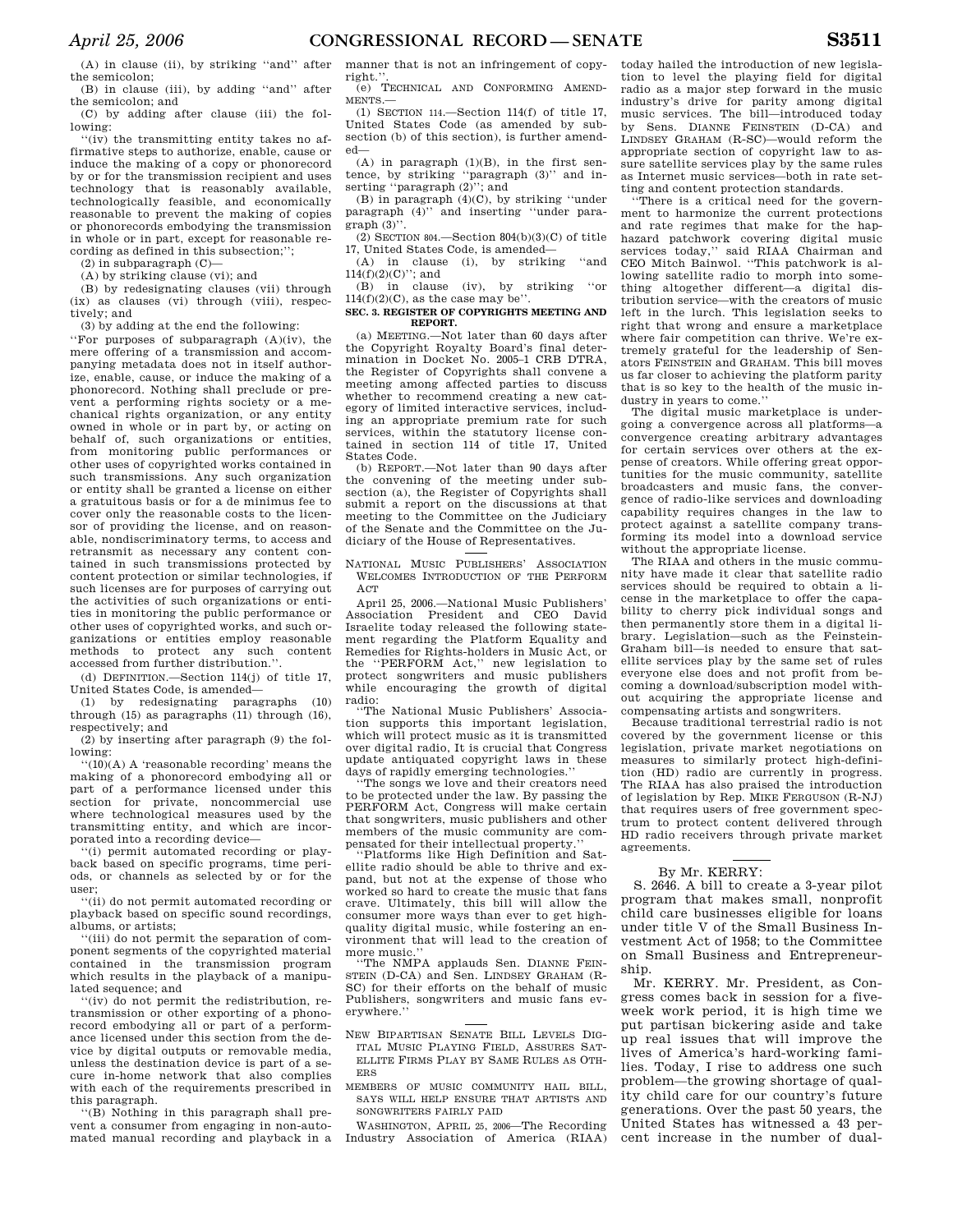(A) in clause (ii), by striking ''and'' after the semicolon;

(B) in clause (iii), by adding ''and'' after the semicolon; and

(C) by adding after clause (iii) the following:

''(iv) the transmitting entity takes no affirmative steps to authorize, enable, cause or induce the making of a copy or phonorecord by or for the transmission recipient and uses technology that is reasonably available, technologically feasible, and economically reasonable to prevent the making of copies or phonorecords embodying the transmission in whole or in part, except for reasonable recording as defined in this subsection;'';

(2) in subparagraph (C)—

(A) by striking clause (vi); and

(B) by redesignating clauses (vii) through (ix) as clauses (vi) through (viii), respectively; and

(3) by adding at the end the following:

''For purposes of subparagraph (A)(iv), the mere offering of a transmission and accompanying metadata does not in itself authorize, enable, cause, or induce the making of a phonorecord. Nothing shall preclude or prevent a performing rights society or a mechanical rights organization, or any entity owned in whole or in part by, or acting on behalf of, such organizations or entities, from monitoring public performances or other uses of copyrighted works contained in such transmissions. Any such organization or entity shall be granted a license on either a gratuitous basis or for a de minimus fee to cover only the reasonable costs to the licensor of providing the license, and on reasonable, nondiscriminatory terms, to access and retransmit as necessary any content contained in such transmissions protected by content protection or similar technologies, if such licenses are for purposes of carrying out the activities of such organizations or entities in monitoring the public performance or other uses of copyrighted works, and such organizations or entities employ reasonable methods to protect any such content accessed from further distribution.''.

(d) DEFINITION.—Section 114(j) of title 17, United States Code, is amended—

(1) by redesignating paragraphs (10) through (15) as paragraphs (11) through (16), respectively; and

(2) by inserting after paragraph (9) the following:

''(10)(A) A 'reasonable recording' means the making of a phonorecord embodying all or part of a performance licensed under this section for private, noncommercial use where technological measures used by the transmitting entity, and which are incorporated into a recording device—

''(i) permit automated recording or playback based on specific programs, time periods, or channels as selected by or for the user;

''(ii) do not permit automated recording or playback based on specific sound recordings, albums, or artists;

''(iii) do not permit the separation of component segments of the copyrighted material contained in the transmission program which results in the playback of a manipulated sequence; and

''(iv) do not permit the redistribution, retransmission or other exporting of a phonorecord embodying all or part of a performance licensed under this section from the device by digital outputs or removable media, unless the destination device is part of a secure in-home network that also complies with each of the requirements prescribed in this paragraph.

''(B) Nothing in this paragraph shall prevent a consumer from engaging in non-automated manual recording and playback in a manner that is not an infringement of copyright.''.

(e) TECHNICAL AND CONFORMING AMENDMENTS.—

(1) SECTION 114.—Section 114(f) of title 17, United States Code (as amended by subsection (b) of this section), is further amended—

(A) in paragraph (1)(B), in the first sentence, by striking ''paragraph (3)'' and inserting ''paragraph (2)''; and

(B) in paragraph (4)(C), by striking ''under paragraph (4)'' and inserting ''under paragraph (3)''.

(2) SECTION 804.—Section 804(b)(3)(C) of title 17, United States Code, is amended—

(A) in clause (i), by striking ''and 114(f)(2)(C)''; and

(B) in clause (iv), by striking ''or 114(f)(2)(C), as the case may be''.

**SEC. 3. REGISTER OF COPYRIGHTS MEETING AND REPORT.**

(a) MEETING.—Not later than 60 days after the Copyright Royalty Board's final determination in Docket No. 2005–1 CRB DTRA, the Register of Copyrights shall convene a meeting among affected parties to discuss whether to recommend creating a new category of limited interactive services, including an appropriate premium rate for such services, within the statutory license contained in section 114 of title 17, United States Code.

(b) REPORT.—Not later than 90 days after the convening of the meeting under subsection (a), the Register of Copyrights shall submit a report on the discussions at that meeting to the Committee on the Judiciary of the Senate and the Committee on the Judiciary of the House of Representatives.

---

NATIONAL MUSIC PUBLISHERS' ASSOCIATION WELCOMES INTRODUCTION OF THE PERFORM ACT

April 25, 2006.—National Music Publishers' Association President and CEO David Israelite today released the following statement regarding the Platform Equality and Remedies for Rights-holders in Music Act, or the ''PERFORM Act,'' new legislation to protect songwriters and music publishers while encouraging the growth of digital radio:

''The National Music Publishers' Association supports this important legislation, which will protect music as it is transmitted over digital radio, It is crucial that Congress update antiquated copyright laws in these days of rapidly emerging technologies.''

''The songs we love and their creators need to be protected under the law. By passing the PERFORM Act, Congress will make certain that songwriters, music publishers and other members of the music community are compensated for their intellectual property.''

''Platforms like High Definition and Satellite radio should be able to thrive and expand, but not at the expense of those who worked so hard to create the music that fans crave. Ultimately, this bill will allow the consumer more ways than ever to get high-quality digital music, while fostering an environment that will lead to the creation of more music.''

''The NMPA applauds Sen. DIANNE FEINSTEIN (D-CA) and Sen. LINDSEY GRAHAM (R-SC) for their efforts on the behalf of music Publishers, songwriters and music fans everywhere.''

---

NEW BIPARTISAN SENATE BILL LEVELS DIGITAL MUSIC PLAYING FIELD, ASSURES SATELLITE FIRMS PLAY BY SAME RULES AS OTHERS

MEMBERS OF MUSIC COMMUNITY HAIL BILL, SAYS WILL HELP ENSURE THAT ARTISTS AND SONGWRITERS FAIRLY PAID

WASHINGTON, APRIL 25, 2006—The Recording Industry Association of America (RIAA) today hailed the introduction of new legislation to level the playing field for digital radio as a major step forward in the music industry's drive for parity among digital music services. The bill—introduced today by Sens. DIANNE FEINSTEIN (D-CA) and LINDSEY GRAHAM (R-SC)—would reform the appropriate section of copyright law to assure satellite services play by the same rules as Internet music services—both in rate setting and content protection standards.

''There is a critical need for the government to harmonize the current protections and rate regimes that make for the haphazard patchwork covering digital music services today,'' said RIAA Chairman and CEO Mitch Bainwol. ''This patchwork is allowing satellite radio to morph into something altogether different—a digital distribution service—with the creators of music left in the lurch. This legislation seeks to right that wrong and ensure a marketplace where fair competition can thrive. We're extremely grateful for the leadership of Senators FEINSTEIN and GRAHAM. This bill moves us far closer to achieving the platform parity that is so key to the health of the music industry in years to come.''

The digital music marketplace is undergoing a convergence across all platforms—a convergence creating arbitrary advantages for certain services over others at the expense of creators. While offering great opportunities for the music community, satellite broadcasters and music fans, the convergence of radio-like services and downloading capability requires changes in the law to protect against a satellite company transforming its model into a download service without the appropriate license.

The RIAA and others in the music community have made it clear that satellite radio services should be required to obtain a license in the marketplace to offer the capability to cherry pick individual songs and then permanently store them in a digital library. Legislation—such as the Feinstein-Graham bill—is needed to ensure that satellite services play by the same set of rules everyone else does and not profit from becoming a download/subscription model without acquiring the appropriate license and compensating artists and songwriters.

Because traditional terrestrial radio is not covered by the government license or this legislation, private market negotiations on measures to similarly protect high-definition (HD) radio are currently in progress. The RIAA has also praised the introduction of legislation by Rep. MIKE FERGUSON (R-NJ) that requires users of free government spectrum to protect content delivered through HD radio receivers through private market agreements.

---

By Mr. KERRY:

S. 2646. A bill to create a 3-year pilot program that makes small, nonprofit child care businesses eligible for loans under title V of the Small Business Investment Act of 1958; to the Committee on Small Business and Entrepreneurship.

Mr. KERRY. Mr. President, as Congress comes back in session for a five-week work period, it is high time we put partisan bickering aside and take up real issues that will improve the lives of America's hard-working families. Today, I rise to address one such problem—the growing shortage of quality child care for our country's future generations. Over the past 50 years, the United States has witnessed a 43 percent increase in the number of dual-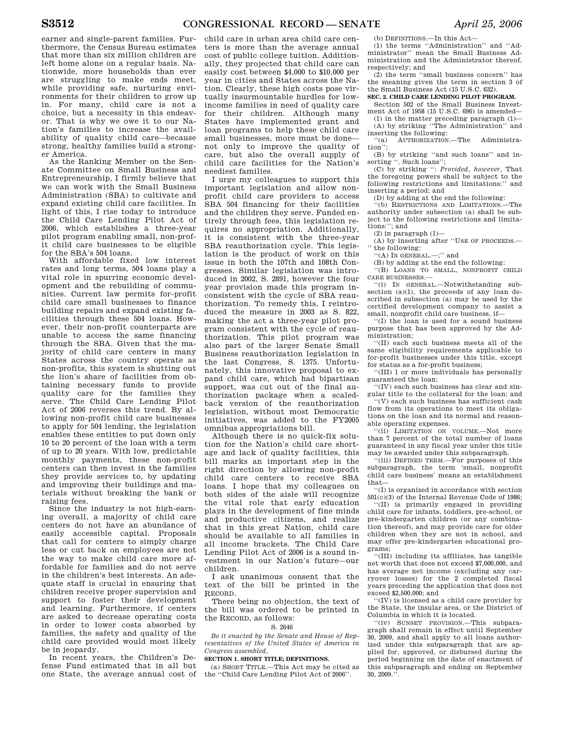earner and single-parent families. Furthermore, the Census Bureau estimates that more than six million children are left home alone on a regular basis. Nationwide, more households than ever are struggling to make ends meet, while providing safe, nurturing environments for their children to grow up in. For many, child care is not a choice, but a necessity in this endeavor. That is why we owe it to our Nation's families to increase the availability of quality child care—because strong, healthy families build a stronger America.

As the Ranking Member on the Senate Committee on Small Business and Entrepreneurship, I firmly believe that we can work with the Small Business Administration (SBA) to cultivate and expand existing child care facilities. In light of this, I rise today to introduce the Child Care Lending Pilot Act of 2006, which establishes a three-year pilot program enabling small, non-profit child care businesses to be eligible for the SBA's 504 loans.

With affordable fixed low interest rates and long terms, 504 loans play a vital role in spurring economic development and the rebuilding of communities. Current law permits for-profit child care small businesses to finance building repairs and expand existing facilities through these 504 loans. However, their non-profit counterparts are unable to access the same financing through the SBA. Given that the majority of child care centers in many States across the country operate as non-profits, this system is shutting out the lion's share of facilities from obtaining necessary funds to provide quality care for the families they serve. The Child Care Lending Pilot Act of 2006 reverses this trend. By allowing non-profit child care businesses to apply for 504 lending, the legislation enables these entities to put down only 10 to 20 percent of the loan with a term of up to 20 years. With low, predictable monthly payments, these non-profit centers can then invest in the families they provide services to, by updating and improving their buildings and materials without breaking the bank or raising fees.

Since the industry is not high-earning overall, a majority of child care centers do not have an abundance of easily accessible capital. Proposals that call for centers to simply charge less or cut back on employees are not the way to make child care more affordable for families and do not serve in the children's best interests. An adequate staff is crucial in ensuring that children receive proper supervision and support to foster their development and learning. Furthermore, if centers are asked to decrease operating costs in order to lower costs absorbed by families, the safety and quality of the child care provided would most likely be in jeopardy.

In recent years, the Children's Defense Fund estimated that in all but one State, the average annual cost of child care in urban area child care centers is more than the average annual cost of public college tuition. Additionally, they projected that child care can easily cost between $4,000 to $10,000 per year in cities and States across the Nation. Clearly, these high costs pose virtually insurmountable hurdles for low-income families in need of quality care for their children. Although many States have implemented grant and loan programs to help these child care small businesses, more must be done—not only to improve the quality of care, but also the overall supply of child care facilities for the Nation's neediest families.

I urge my colleagues to support this important legislation and allow non-profit child care providers to access SBA 504 financing for their facilities and the children they serve. Funded entirely through fees, this legislation requires no appropriation. Additionally, it is consistent with the three-year SBA reauthorization cycle. This legislation is the product of work on this issue in both the 107th and 108th Congresses. Similar legislation was introduced in 2002, S. 2891, however the four year provision made this program inconsistent with the cycle of SBA reauthorization. To remedy this, I reintroduced the measure in 2003 as S. 822, making the act a three-year pilot program consistent with the cycle of reauthorization. This pilot program was also part of the larger Senate Small Business reauthorization legislation in the last Congress, S. 1375. Unfortunately, this innovative proposal to expand child care, which had bipartisan support, was cut out of the final authorization package when a scaled-back version of the reauthorization legislation, without most Democratic initiatives, was added to the FY2005 omnibus appropriations bill.

Although there is no quick-fix solution for the Nation's child care shortage and lack of quality facilities, this bill marks an important step in the right direction by allowing non-profit child care centers to receive SBA loans. I hope that my colleagues on both sides of the aisle will recognize the vital role that early education plays in the development of fine minds and productive citizens, and realize that in this great Nation, child care should be available to all families in all income brackets. The Child Care Lending Pilot Act of 2006 is a sound investment in our Nation's future—our children.

I ask unanimous consent that the text of the bill be printed in the RECORD.

There being no objection, the text of the bill was ordered to be printed in the RECORD, as follows:

S. 2646

*Be it enacted by the Senate and House of Representatives of the United States of America in Congress assembled,*

**SECTION 1. SHORT TITLE; DEFINITIONS.**

(a) SHORT TITLE.—This Act may be cited as the "Child Care Lending Pilot Act of 2006".

(b) DEFINITIONS.—In this Act—

(1) the terms "Administration" and "Administrator" mean the Small Business Administration and the Administrator thereof, respectively; and

(2) the term "small business concern" has the meaning given the term in section 3 of the Small Business Act (15 U.S.C. 632).

**SEC. 2. CHILD CARE LENDING PILOT PROGRAM.**

Section 502 of the Small Business Investment Act of 1958 (15 U.S.C. 696) is amended—

(1) in the matter preceding paragraph (1)—

(A) by striking "The Administration" and inserting the following:

"(a) AUTHORIZATION.—The Administration";

(B) by striking "and such loans" and inserting ". Such loans";

(C) by striking ": *Provided, however*, That the foregoing powers shall be subject to the following restrictions and limitations:" and inserting a period; and

(D) by adding at the end the following:

"(b) RESTRICTIONS AND LIMITATIONS.—The authority under subsection (a) shall be subject to the following restrictions and limitations:"; and

(2) in paragraph (1)—

(A) by inserting after "USE OF PROCEEDS.—" the following:

"(A) IN GENERAL.—;" and

(B) by adding at the end the following:

"(B) LOANS TO SMALL, NONPROFIT CHILD CARE BUSINESSES.—

"(i) IN GENERAL.—Notwithstanding subsection (a)(1), the proceeds of any loan described in subsection (a) may be used by the certified development company to assist a small, nonprofit child care business, if—

"(I) the loan is used for a sound business purpose that has been approved by the Administration;

"(II) each such business meets all of the same eligibility requirements applicable to for-profit businesses under this title, except for status as a for-profit business;

"(III) 1 or more individuals has personally guaranteed the loan;

"(IV) each such business has clear and singular title to the collateral for the loan; and

"(V) each such business has sufficient cash flow from its operations to meet its obligations on the loan and its normal and reasonable operating expenses.

"(ii) LIMITATION ON VOLUME.—Not more than 7 percent of the total number of loans guaranteed in any fiscal year under this title may be awarded under this subparagraph.

"(iii) DEFINED TERM.—For purposes of this subparagraph, the term 'small, nonprofit child care business' means an establishment that—

"(I) is organized in accordance with section 501(c)(3) of the Internal Revenue Code of 1986;

"(II) is primarily engaged in providing child care for infants, toddlers, pre-school, or pre-kindergarten children (or any combination thereof), and may provide care for older children when they are not in school, and may offer pre-kindergarten educational programs;

"(III) including its affiliates, has tangible net worth that does not exceed $7,000,000, and has average net income (excluding any carryover losses) for the 2 completed fiscal years preceding the application that does not exceed $2,500,000; and

"(IV) is licensed as a child care provider by the State, the insular area, or the District of Columbia in which it is located.

"(iv) SUNSET PROVISION.—This subparagraph shall remain in effect until September 30, 2009, and shall apply to all loans authorized under this subparagraph that are applied for, approved, or disbursed during the period beginning on the date of enactment of this subparagraph and ending on September 30, 2009.".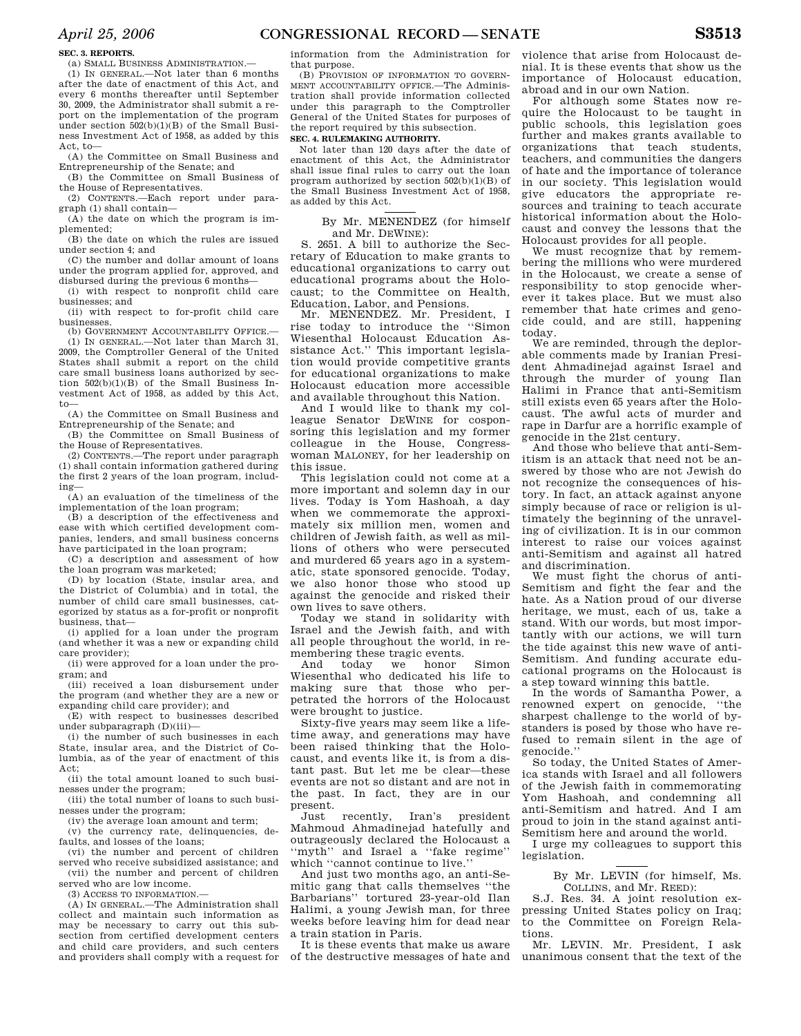**SEC. 3. REPORTS.**

(a) SMALL BUSINESS ADMINISTRATION.—

(1) IN GENERAL.—Not later than 6 months after the date of enactment of this Act, and every 6 months thereafter until September 30, 2009, the Administrator shall submit a report on the implementation of the program under section 502(b)(1)(B) of the Small Business Investment Act of 1958, as added by this Act, to—

(A) the Committee on Small Business and Entrepreneurship of the Senate; and

(B) the Committee on Small Business of the House of Representatives.

(2) CONTENTS.—Each report under paragraph (1) shall contain—

(A) the date on which the program is implemented;

(B) the date on which the rules are issued under section 4; and

(C) the number and dollar amount of loans under the program applied for, approved, and disbursed during the previous 6 months—

(i) with respect to nonprofit child care businesses; and

(ii) with respect to for-profit child care businesses.

(b) GOVERNMENT ACCOUNTABILITY OFFICE.—

(1) IN GENERAL.—Not later than March 31, 2009, the Comptroller General of the United States shall submit a report on the child care small business loans authorized by section 502(b)(1)(B) of the Small Business Investment Act of 1958, as added by this Act, to—

(A) the Committee on Small Business and Entrepreneurship of the Senate; and

(B) the Committee on Small Business of the House of Representatives.

(2) CONTENTS.—The report under paragraph (1) shall contain information gathered during the first 2 years of the loan program, including—

(A) an evaluation of the timeliness of the implementation of the loan program;

(B) a description of the effectiveness and ease with which certified development companies, lenders, and small business concerns have participated in the loan program;

(C) a description and assessment of how the loan program was marketed;

(D) by location (State, insular area, and the District of Columbia) and in total, the number of child care small businesses, categorized by status as a for-profit or nonprofit business, that—

(i) applied for a loan under the program (and whether it was a new or expanding child care provider);

(ii) were approved for a loan under the program; and

(iii) received a loan disbursement under the program (and whether they are a new or expanding child care provider); and

(E) with respect to businesses described under subparagraph (D)(iii)—

(i) the number of such businesses in each State, insular area, and the District of Columbia, as of the year of enactment of this Act;

(ii) the total amount loaned to such businesses under the program;

(iii) the total number of loans to such businesses under the program;

(iv) the average loan amount and term;

(v) the currency rate, delinquencies, defaults, and losses of the loans;

(vi) the number and percent of children served who receive subsidized assistance; and

(vii) the number and percent of children served who are low income.

(3) ACCESS TO INFORMATION.—

(A) IN GENERAL.—The Administration shall collect and maintain such information as may be necessary to carry out this subsection from certified development centers and child care providers, and such centers and providers shall comply with a request for information from the Administration for that purpose.

(B) PROVISION OF INFORMATION TO GOVERNMENT ACCOUNTABILITY OFFICE.—The Administration shall provide information collected under this paragraph to the Comptroller General of the United States for purposes of the report required by this subsection.

**SEC. 4. RULEMAKING AUTHORITY.**

Not later than 120 days after the date of enactment of this Act, the Administrator shall issue final rules to carry out the loan program authorized by section 502(b)(1)(B) of the Small Business Investment Act of 1958, as added by this Act.

---

By Mr. MENENDEZ (for himself and Mr. DEWINE):

S. 2651. A bill to authorize the Secretary of Education to make grants to educational organizations to carry out educational programs about the Holocaust; to the Committee on Health, Education, Labor, and Pensions.

Mr. MENENDEZ. Mr. President, I rise today to introduce the ''Simon Wiesenthal Holocaust Education Assistance Act.'' This important legislation would provide competitive grants for educational organizations to make Holocaust education more accessible and available throughout this Nation.

And I would like to thank my colleague Senator DEWINE for cosponsoring this legislation and my former colleague in the House, Congresswoman MALONEY, for her leadership on this issue.

This legislation could not come at a more important and solemn day in our lives. Today is Yom Hashoah, a day when we commemorate the approximately six million men, women and children of Jewish faith, as well as millions of others who were persecuted and murdered 65 years ago in a systematic, state sponsored genocide. Today, we also honor those who stood up against the genocide and risked their own lives to save others.

Today we stand in solidarity with Israel and the Jewish faith, and with all people throughout the world, in remembering these tragic events.

And today we honor Simon Wiesenthal who dedicated his life to making sure that those who perpetrated the horrors of the Holocaust were brought to justice.

Sixty-five years may seem like a lifetime away, and generations may have been raised thinking that the Holocaust, and events like it, is from a distant past. But let me be clear—these events are not so distant and are not in the past. In fact, they are in our present.

Just recently, Iran's president Mahmoud Ahmadinejad hatefully and outrageously declared the Holocaust a ''myth'' and Israel a ''fake regime'' which ''cannot continue to live.''

And just two months ago, an anti-Semitic gang that calls themselves ''the Barbarians'' tortured 23-year-old Ilan Halimi, a young Jewish man, for three weeks before leaving him for dead near a train station in Paris.

It is these events that make us aware of the destructive messages of hate and violence that arise from Holocaust denial. It is these events that show us the importance of Holocaust education, abroad and in our own Nation.

For although some States now require the Holocaust to be taught in public schools, this legislation goes further and makes grants available to organizations that teach students, teachers, and communities the dangers of hate and the importance of tolerance in our society. This legislation would give educators the appropriate resources and training to teach accurate historical information about the Holocaust and convey the lessons that the Holocaust provides for all people.

We must recognize that by remembering the millions who were murdered in the Holocaust, we create a sense of responsibility to stop genocide wherever it takes place. But we must also remember that hate crimes and genocide could, and are still, happening today.

We are reminded, through the deplorable comments made by Iranian President Ahmadinejad against Israel and through the murder of young Ilan Halimi in France that anti-Semitism still exists even 65 years after the Holocaust. The awful acts of murder and rape in Darfur are a horrific example of genocide in the 21st century.

And those who believe that anti-Semitism is an attack that need not be answered by those who are not Jewish do not recognize the consequences of history. In fact, an attack against anyone simply because of race or religion is ultimately the beginning of the unraveling of civilization. It is in our common interest to raise our voices against anti-Semitism and against all hatred and discrimination.

We must fight the chorus of anti-Semitism and fight the fear and the hate. As a Nation proud of our diverse heritage, we must, each of us, take a stand. With our words, but most importantly with our actions, we will turn the tide against this new wave of anti-Semitism. And funding accurate educational programs on the Holocaust is a step toward winning this battle.

In the words of Samantha Power, a renowned expert on genocide, ''the sharpest challenge to the world of bystanders is posed by those who have refused to remain silent in the age of genocide.''

So today, the United States of America stands with Israel and all followers of the Jewish faith in commemorating Yom Hashoah, and condemning all anti-Semitism and hatred. And I am proud to join in the stand against anti-Semitism here and around the world.

I urge my colleagues to support this legislation.

---

By Mr. LEVIN (for himself, Ms. COLLINS, and Mr. REED):

S.J. Res. 34. A joint resolution expressing United States policy on Iraq; to the Committee on Foreign Relations.

Mr. LEVIN. Mr. President, I ask unanimous consent that the text of the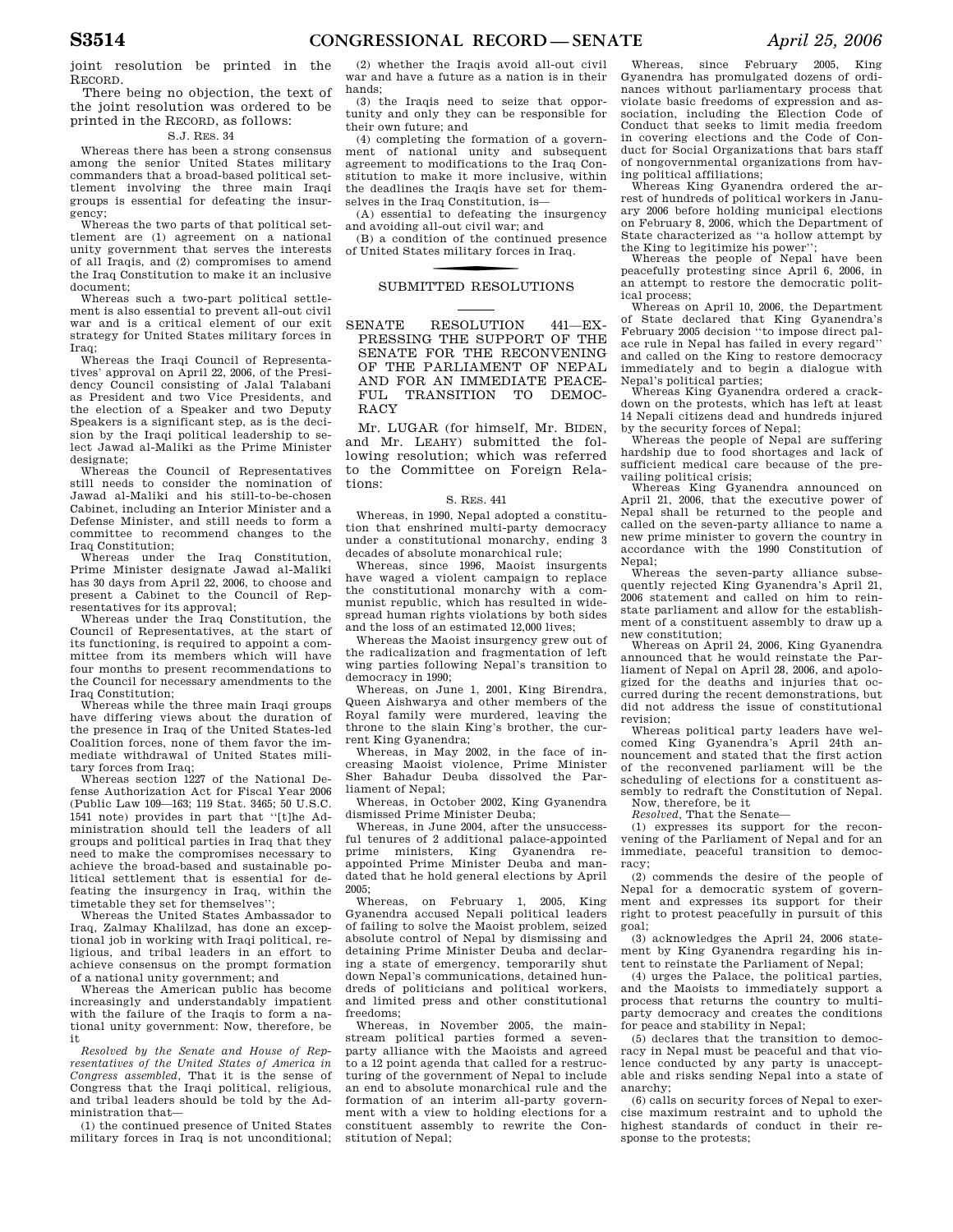joint resolution be printed in the RECORD.

There being no objection, the text of the joint resolution was ordered to be printed in the RECORD, as follows:

S.J. RES. 34

Whereas there has been a strong consensus among the senior United States military commanders that a broad-based political settlement involving the three main Iraqi groups is essential for defeating the insurgency;

Whereas the two parts of that political settlement are (1) agreement on a national unity government that serves the interests of all Iraqis, and (2) compromises to amend the Iraq Constitution to make it an inclusive document;

Whereas such a two-part political settlement is also essential to prevent all-out civil war and is a critical element of our exit strategy for United States military forces in Iraq;

Whereas the Iraqi Council of Representatives' approval on April 22, 2006, of the Presidency Council consisting of Jalal Talabani as President and two Vice Presidents, and the election of a Speaker and two Deputy Speakers is a significant step, as is the decision by the Iraqi political leadership to select Jawad al-Maliki as the Prime Minister designate;

Whereas the Council of Representatives still needs to consider the nomination of Jawad al-Maliki and his still-to-be-chosen Cabinet, including an Interior Minister and a Defense Minister, and still needs to form a committee to recommend changes to the Iraq Constitution;

Whereas under the Iraq Constitution, Prime Minister designate Jawad al-Maliki has 30 days from April 22, 2006, to choose and present a Cabinet to the Council of Representatives for its approval;

Whereas under the Iraq Constitution, the Council of Representatives, at the start of its functioning, is required to appoint a committee from its members which will have four months to present recommendations to the Council for necessary amendments to the Iraq Constitution;

Whereas while the three main Iraqi groups have differing views about the duration of the presence in Iraq of the United States-led Coalition forces, none of them favor the immediate withdrawal of United States military forces from Iraq;

Whereas section 1227 of the National Defense Authorization Act for Fiscal Year 2006 (Public Law 109—163; 119 Stat. 3465; 50 U.S.C. 1541 note) provides in part that "[t]he Administration should tell the leaders of all groups and political parties in Iraq that they need to make the compromises necessary to achieve the broad-based and sustainable political settlement that is essential for defeating the insurgency in Iraq, within the timetable they set for themselves";

Whereas the United States Ambassador to Iraq, Zalmay Khalilzad, has done an exceptional job in working with Iraqi political, religious, and tribal leaders in an effort to achieve consensus on the prompt formation of a national unity government; and

Whereas the American public has become increasingly and understandably impatient with the failure of the Iraqis to form a national unity government: Now, therefore, be it

*Resolved by the Senate and House of Representatives of the United States of America in Congress assembled*, That it is the sense of Congress that the Iraqi political, religious, and tribal leaders should be told by the Administration that—

(1) the continued presence of United States military forces in Iraq is not unconditional;

(2) whether the Iraqis avoid all-out civil war and have a future as a nation is in their hands;

(3) the Iraqis need to seize that opportunity and only they can be responsible for their own future; and

(4) completing the formation of a government of national unity and subsequent agreement to modifications to the Iraq Constitution to make it more inclusive, within the deadlines the Iraqis have set for themselves in the Iraq Constitution, is—

(A) essential to defeating the insurgency and avoiding all-out civil war; and

(B) a condition of the continued presence of United States military forces in Iraq.

## SUBMITTED RESOLUTIONS

### SENATE RESOLUTION 441—EXPRESSING THE SUPPORT OF THE SENATE FOR THE RECONVENING OF THE PARLIAMENT OF NEPAL AND FOR AN IMMEDIATE PEACEFUL TRANSITION TO DEMOCRACY

Mr. LUGAR (for himself, Mr. BIDEN, and Mr. LEAHY) submitted the following resolution; which was referred to the Committee on Foreign Relations:

S. RES. 441

Whereas, in 1990, Nepal adopted a constitution that enshrined multi-party democracy under a constitutional monarchy, ending 3 decades of absolute monarchical rule;

Whereas, since 1996, Maoist insurgents have waged a violent campaign to replace the constitutional monarchy with a communist republic, which has resulted in widespread human rights violations by both sides and the loss of an estimated 12,000 lives;

Whereas the Maoist insurgency grew out of the radicalization and fragmentation of left wing parties following Nepal's transition to democracy in 1990;

Whereas, on June 1, 2001, King Birendra, Queen Aishwarya and other members of the Royal family were murdered, leaving the throne to the slain King's brother, the current King Gyanendra;

Whereas, in May 2002, in the face of increasing Maoist violence, Prime Minister Sher Bahadur Deuba dissolved the Parliament of Nepal;

Whereas, in October 2002, King Gyanendra dismissed Prime Minister Deuba;

Whereas, in June 2004, after the unsuccessful tenures of 2 additional palace-appointed prime ministers, King Gyanendra reappointed Prime Minister Deuba and mandated that he hold general elections by April 2005;

Whereas, on February 1, 2005, King Gyanendra accused Nepali political leaders of failing to solve the Maoist problem, seized absolute control of Nepal by dismissing and detaining Prime Minister Deuba and declaring a state of emergency, temporarily shut down Nepal's communications, detained hundreds of politicians and political workers, and limited press and other constitutional freedoms;

Whereas, in November 2005, the mainstream political parties formed a seven-party alliance with the Maoists and agreed to a 12 point agenda that called for a restructuring of the government of Nepal to include an end to absolute monarchical rule and the formation of an interim all-party government with a view to holding elections for a constituent assembly to rewrite the Constitution of Nepal;

Whereas, since February 2005, King Gyanendra has promulgated dozens of ordinances without parliamentary process that violate basic freedoms of expression and association, including the Election Code of Conduct that seeks to limit media freedom in covering elections and the Code of Conduct for Social Organizations that bars staff of nongovernmental organizations from having political affiliations;

Whereas King Gyanendra ordered the arrest of hundreds of political workers in January 2006 before holding municipal elections on February 8, 2006, which the Department of State characterized as "a hollow attempt by the King to legitimize his power";

Whereas the people of Nepal have been peacefully protesting since April 6, 2006, in an attempt to restore the democratic political process;

Whereas on April 10, 2006, the Department of State declared that King Gyanendra's February 2005 decision "to impose direct palace rule in Nepal has failed in every regard" and called on the King to restore democracy immediately and to begin a dialogue with Nepal's political parties;

Whereas King Gyanendra ordered a crackdown on the protests, which has left at least 14 Nepali citizens dead and hundreds injured by the security forces of Nepal;

Whereas the people of Nepal are suffering hardship due to food shortages and lack of sufficient medical care because of the prevailing political crisis;

Whereas King Gyanendra announced on April 21, 2006, that the executive power of Nepal shall be returned to the people and called on the seven-party alliance to name a new prime minister to govern the country in accordance with the 1990 Constitution of Nepal;

Whereas the seven-party alliance subsequently rejected King Gyanendra's April 21, 2006 statement and called on him to reinstate parliament and allow for the establishment of a constituent assembly to draw up a new constitution;

Whereas on April 24, 2006, King Gyanendra announced that he would reinstate the Parliament of Nepal on April 28, 2006, and apologized for the deaths and injuries that occurred during the recent demonstrations, but did not address the issue of constitutional revision;

Whereas political party leaders have welcomed King Gyanendra's April 24th announcement and stated that the first action of the reconvened parliament will be the scheduling of elections for a constituent assembly to redraft the Constitution of Nepal. Now, therefore, be it

*Resolved*, That the Senate—

(1) expresses its support for the reconvening of the Parliament of Nepal and for an immediate, peaceful transition to democracy;

(2) commends the desire of the people of Nepal for a democratic system of government and expresses its support for their right to protest peacefully in pursuit of this goal;

(3) acknowledges the April 24, 2006 statement by King Gyanendra regarding his intent to reinstate the Parliament of Nepal;

(4) urges the Palace, the political parties, and the Maoists to immediately support a process that returns the country to multi-party democracy and creates the conditions for peace and stability in Nepal;

(5) declares that the transition to democracy in Nepal must be peaceful and that violence conducted by any party is unacceptable and risks sending Nepal into a state of anarchy;

(6) calls on security forces of Nepal to exercise maximum restraint and to uphold the highest standards of conduct in their response to the protests;